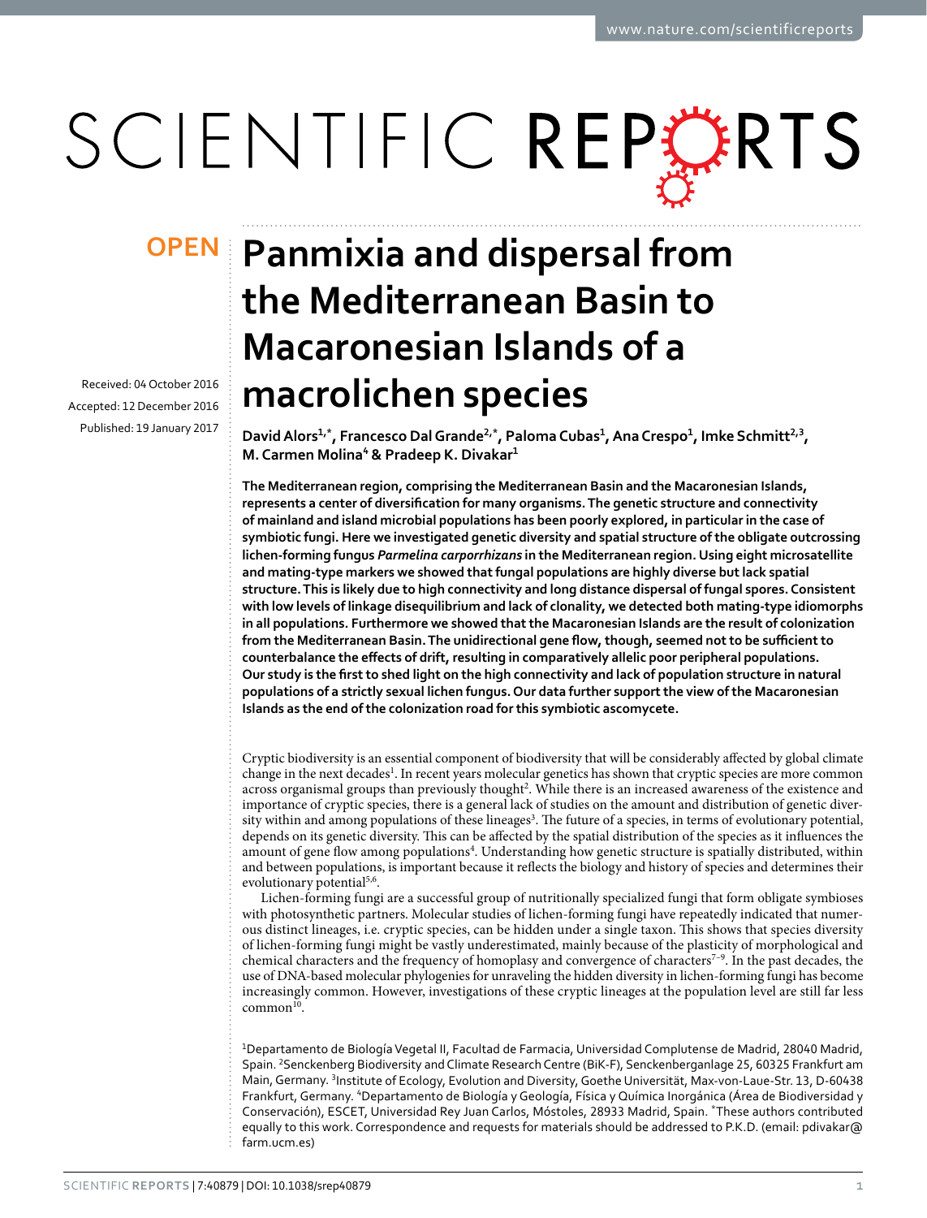OPEN

# Panmixia and dispersal from the Mediterranean Basin to Macaronesian Islands of a macrolichen species

Received: 04 October 2016
Accepted: 12 December 2016
Published: 19 January 2017

**David Alors[1,*], Francesco Dal Grande[2,*], Paloma Cubas[1], Ana Crespo[1], Imke Schmitt[2,3], M. Carmen Molina[4] & Pradeep K. Divakar[1]**

**The Mediterranean region, comprising the Mediterranean Basin and the Macaronesian Islands, represents a center of diversification for many organisms. The genetic structure and connectivity of mainland and island microbial populations has been poorly explored, in particular in the case of symbiotic fungi. Here we investigated genetic diversity and spatial structure of the obligate outcrossing lichen-forming fungus *Parmelina carporrhizans* in the Mediterranean region. Using eight microsatellite and mating-type markers we showed that fungal populations are highly diverse but lack spatial structure. This is likely due to high connectivity and long distance dispersal of fungal spores. Consistent with low levels of linkage disequilibrium and lack of clonality, we detected both mating-type idiomorphs in all populations. Furthermore we showed that the Macaronesian Islands are the result of colonization from the Mediterranean Basin. The unidirectional gene flow, though, seemed not to be sufficient to counterbalance the effects of drift, resulting in comparatively allelic poor peripheral populations. Our study is the first to shed light on the high connectivity and lack of population structure in natural populations of a strictly sexual lichen fungus. Our data further support the view of the Macaronesian Islands as the end of the colonization road for this symbiotic ascomycete.**

Cryptic biodiversity is an essential component of biodiversity that will be considerably affected by global climate change in the next decades[1]. In recent years molecular genetics has shown that cryptic species are more common across organismal groups than previously thought[2]. While there is an increased awareness of the existence and importance of cryptic species, there is a general lack of studies on the amount and distribution of genetic diversity within and among populations of these lineages[3]. The future of a species, in terms of evolutionary potential, depends on its genetic diversity. This can be affected by the spatial distribution of the species as it influences the amount of gene flow among populations[4]. Understanding how genetic structure is spatially distributed, within and between populations, is important because it reflects the biology and history of species and determines their evolutionary potential[5,6].

Lichen-forming fungi are a successful group of nutritionally specialized fungi that form obligate symbioses with photosynthetic partners. Molecular studies of lichen-forming fungi have repeatedly indicated that numerous distinct lineages, i.e. cryptic species, can be hidden under a single taxon. This shows that species diversity of lichen-forming fungi might be vastly underestimated, mainly because of the plasticity of morphological and chemical characters and the frequency of homoplasy and convergence of characters[7–9]. In the past decades, the use of DNA-based molecular phylogenies for unraveling the hidden diversity in lichen-forming fungi has become increasingly common. However, investigations of these cryptic lineages at the population level are still far less common[10].

[1]Departamento de Biología Vegetal II, Facultad de Farmacia, Universidad Complutense de Madrid, 28040 Madrid, Spain. [2]Senckenberg Biodiversity and Climate Research Centre (BiK-F), Senckenberganlage 25, 60325 Frankfurt am Main, Germany. [3]Institute of Ecology, Evolution and Diversity, Goethe Universität, Max-von-Laue-Str. 13, D-60438 Frankfurt, Germany. [4]Departamento de Biología y Geología, Física y Química Inorgánica (Área de Biodiversidad y Conservación), ESCET, Universidad Rey Juan Carlos, Móstoles, 28933 Madrid, Spain. *These authors contributed equally to this work. Correspondence and requests for materials should be addressed to P.K.D. (email: pdivakar@farm.ucm.es)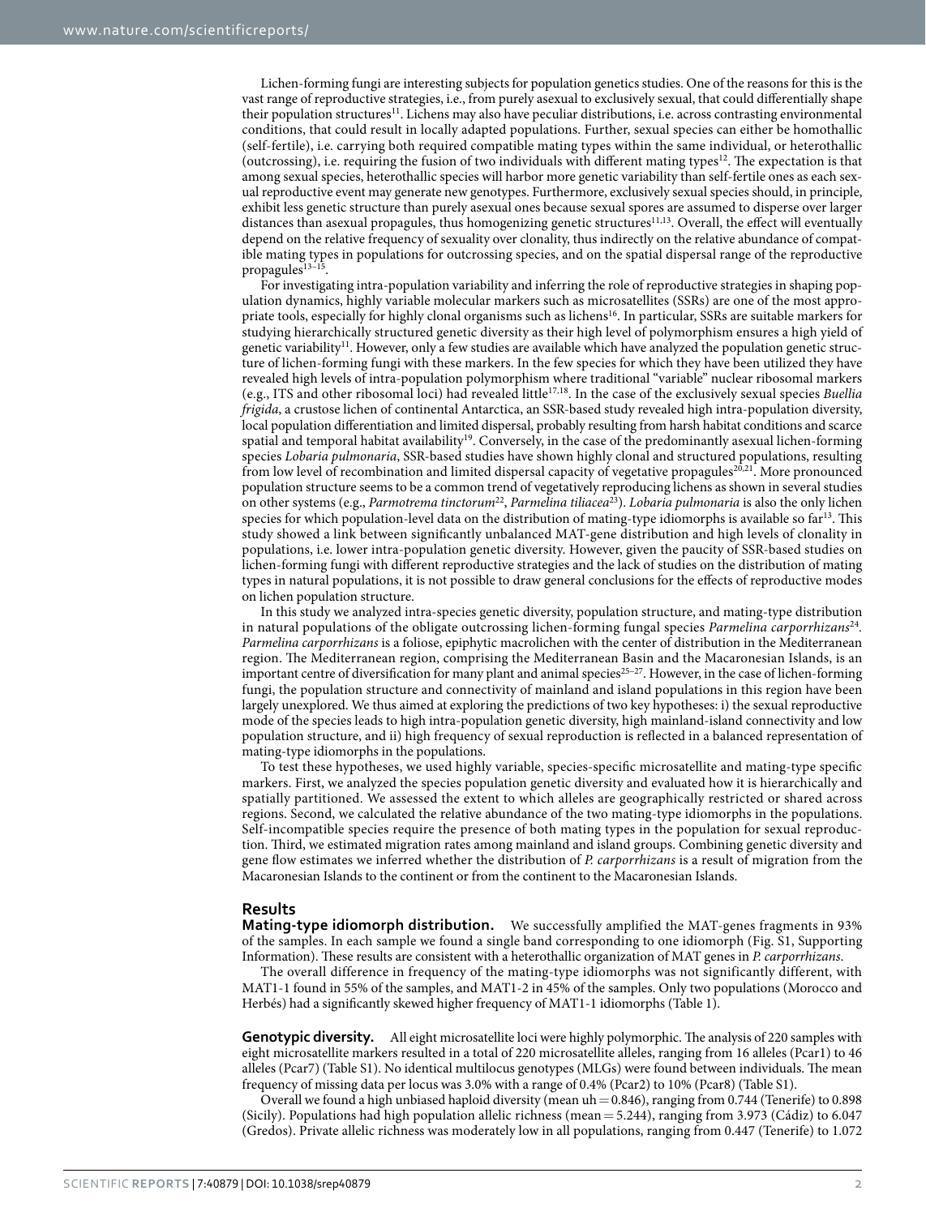Lichen-forming fungi are interesting subjects for population genetics studies. One of the reasons for this is the vast range of reproductive strategies, i.e., from purely asexual to exclusively sexual, that could differentially shape their population structures[11]. Lichens may also have peculiar distributions, i.e. across contrasting environmental conditions, that could result in locally adapted populations. Further, sexual species can either be homothallic (self-fertile), i.e. carrying both required compatible mating types within the same individual, or heterothallic (outcrossing), i.e. requiring the fusion of two individuals with different mating types[12]. The expectation is that among sexual species, heterothallic species will harbor more genetic variability than self-fertile ones as each sexual reproductive event may generate new genotypes. Furthermore, exclusively sexual species should, in principle, exhibit less genetic structure than purely asexual ones because sexual spores are assumed to disperse over larger distances than asexual propagules, thus homogenizing genetic structures[11,13]. Overall, the effect will eventually depend on the relative frequency of sexuality over clonality, thus indirectly on the relative abundance of compatible mating types in populations for outcrossing species, and on the spatial dispersal range of the reproductive propagules[13–15].

For investigating intra-population variability and inferring the role of reproductive strategies in shaping population dynamics, highly variable molecular markers such as microsatellites (SSRs) are one of the most appropriate tools, especially for highly clonal organisms such as lichens[16]. In particular, SSRs are suitable markers for studying hierarchically structured genetic diversity as their high level of polymorphism ensures a high yield of genetic variability[11]. However, only a few studies are available which have analyzed the population genetic structure of lichen-forming fungi with these markers. In the few species for which they have been utilized they have revealed high levels of intra-population polymorphism where traditional "variable" nuclear ribosomal markers (e.g., ITS and other ribosomal loci) had revealed little[17,18]. In the case of the exclusively sexual species *Buellia frigida*, a crustose lichen of continental Antarctica, an SSR-based study revealed high intra-population diversity, local population differentiation and limited dispersal, probably resulting from harsh habitat conditions and scarce spatial and temporal habitat availability[19]. Conversely, in the case of the predominantly asexual lichen-forming species *Lobaria pulmonaria*, SSR-based studies have shown highly clonal and structured populations, resulting from low level of recombination and limited dispersal capacity of vegetative propagules[20,21]. More pronounced population structure seems to be a common trend of vegetatively reproducing lichens as shown in several studies on other systems (e.g., *Parmotrema tinctorum*[22], *Parmelina tiliacea*[23]). *Lobaria pulmonaria* is also the only lichen species for which population-level data on the distribution of mating-type idiomorphs is available so far[13]. This study showed a link between significantly unbalanced MAT-gene distribution and high levels of clonality in populations, i.e. lower intra-population genetic diversity. However, given the paucity of SSR-based studies on lichen-forming fungi with different reproductive strategies and the lack of studies on the distribution of mating types in natural populations, it is not possible to draw general conclusions for the effects of reproductive modes on lichen population structure.

In this study we analyzed intra-species genetic diversity, population structure, and mating-type distribution in natural populations of the obligate outcrossing lichen-forming fungal species *Parmelina carporrhizans*[24]. *Parmelina carporrhizans* is a foliose, epiphytic macrolichen with the center of distribution in the Mediterranean region. The Mediterranean region, comprising the Mediterranean Basin and the Macaronesian Islands, is an important centre of diversification for many plant and animal species[25–27]. However, in the case of lichen-forming fungi, the population structure and connectivity of mainland and island populations in this region have been largely unexplored. We thus aimed at exploring the predictions of two key hypotheses: i) the sexual reproductive mode of the species leads to high intra-population genetic diversity, high mainland-island connectivity and low population structure, and ii) high frequency of sexual reproduction is reflected in a balanced representation of mating-type idiomorphs in the populations.

To test these hypotheses, we used highly variable, species-specific microsatellite and mating-type specific markers. First, we analyzed the species population genetic diversity and evaluated how it is hierarchically and spatially partitioned. We assessed the extent to which alleles are geographically restricted or shared across regions. Second, we calculated the relative abundance of the two mating-type idiomorphs in the populations. Self-incompatible species require the presence of both mating types in the population for sexual reproduction. Third, we estimated migration rates among mainland and island groups. Combining genetic diversity and gene flow estimates we inferred whether the distribution of *P. carporrhizans* is a result of migration from the Macaronesian Islands to the continent or from the continent to the Macaronesian Islands.

## Results

**Mating-type idiomorph distribution.** We successfully amplified the MAT-genes fragments in 93% of the samples. In each sample we found a single band corresponding to one idiomorph (Fig. S1, Supporting Information). These results are consistent with a heterothallic organization of MAT genes in *P. carporrhizans*.

The overall difference in frequency of the mating-type idiomorphs was not significantly different, with MAT1-1 found in 55% of the samples, and MAT1-2 in 45% of the samples. Only two populations (Morocco and Herbés) had a significantly skewed higher frequency of MAT1-1 idiomorphs (Table 1).

**Genotypic diversity.** All eight microsatellite loci were highly polymorphic. The analysis of 220 samples with eight microsatellite markers resulted in a total of 220 microsatellite alleles, ranging from 16 alleles (Pcar1) to 46 alleles (Pcar7) (Table S1). No identical multilocus genotypes (MLGs) were found between individuals. The mean frequency of missing data per locus was 3.0% with a range of 0.4% (Pcar2) to 10% (Pcar8) (Table S1).

Overall we found a high unbiased haploid diversity (mean uh = 0.846), ranging from 0.744 (Tenerife) to 0.898 (Sicily). Populations had high population allelic richness (mean = 5.244), ranging from 3.973 (Cádiz) to 6.047 (Gredos). Private allelic richness was moderately low in all populations, ranging from 0.447 (Tenerife) to 1.072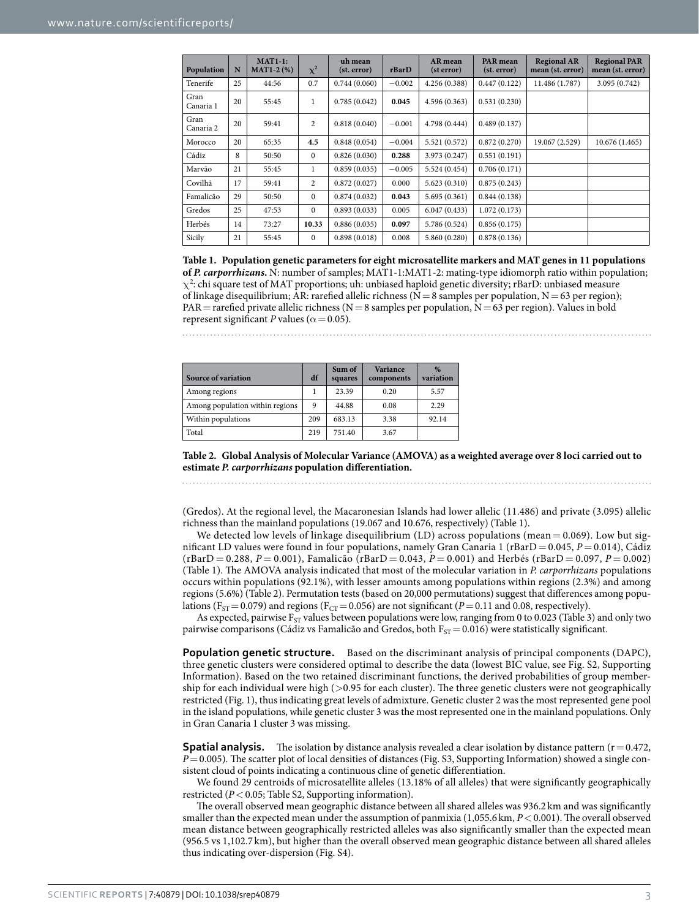| Population | N | MAT1-1: MAT1-2 (%) | $\chi^2$ | uh mean (st. error) | rBarD | AR mean (st error) | PAR mean (st. error) | Regional AR mean (st. error) | Regional PAR mean (st. error) |
|---|---|---|---|---|---|---|---|---|---|
| Tenerife | 25 | 44:56 | 0.7 | 0.744 (0.060) | −0.002 | 4.256 (0.388) | 0.447 (0.122) | 11.486 (1.787) | 3.095 (0.742) |
| Gran Canaria 1 | 20 | 55:45 | 1 | 0.785 (0.042) | **0.045** | 4.596 (0.363) | 0.531 (0.230) | | |
| Gran Canaria 2 | 20 | 59:41 | 2 | 0.818 (0.040) | −0.001 | 4.798 (0.444) | 0.489 (0.137) | | |
| Morocco | 20 | 65:35 | **4.5** | 0.848 (0.054) | −0.004 | 5.521 (0.572) | 0.872 (0.270) | 19.067 (2.529) | 10.676 (1.465) |
| Cádiz | 8 | 50:50 | 0 | 0.826 (0.030) | **0.288** | 3.973 (0.247) | 0.551 (0.191) | | |
| Marvão | 21 | 55:45 | 1 | 0.859 (0.035) | −0.005 | 5.524 (0.454) | 0.706 (0.171) | | |
| Covilhã | 17 | 59:41 | 2 | 0.872 (0.027) | 0.000 | 5.623 (0.310) | 0.875 (0.243) | | |
| Famalicão | 29 | 50:50 | 0 | 0.874 (0.032) | **0.043** | 5.695 (0.361) | 0.844 (0.138) | | |
| Gredos | 25 | 47:53 | 0 | 0.893 (0.033) | 0.005 | 6.047 (0.433) | 1.072 (0.173) | | |
| Herbés | 14 | 73:27 | **10.33** | 0.886 (0.035) | **0.097** | 5.786 (0.524) | 0.856 (0.175) | | |
| Sicily | 21 | 55:45 | 0 | 0.898 (0.018) | 0.008 | 5.860 (0.280) | 0.878 (0.136) | | |

**Table 1. Population genetic parameters for eight microsatellite markers and MAT genes in 11 populations of *P. carporrhizans*.** N: number of samples; MAT1-1:MAT1-2: mating-type idiomorph ratio within population; $\chi^2$: chi square test of MAT proportions; uh: unbiased haploid genetic diversity; rBarD: unbiased measure of linkage disequilibrium; AR: rarefied allelic richness (N = 8 samples per population, N = 63 per region); PAR = rarefied private allelic richness (N = 8 samples per population, N = 63 per region). Values in bold represent significant *P* values ($\alpha = 0.05$).

| Source of variation | df | Sum of squares | Variance components | % variation |
|---|---|---|---|---|
| Among regions | 1 | 23.39 | 0.20 | 5.57 |
| Among population within regions | 9 | 44.88 | 0.08 | 2.29 |
| Within populations | 209 | 683.13 | 3.38 | 92.14 |
| Total | 219 | 751.40 | 3.67 | |

**Table 2. Global Analysis of Molecular Variance (AMOVA) as a weighted average over 8 loci carried out to estimate *P. carporrhizans* population differentiation.**

(Gredos). At the regional level, the Macaronesian Islands had lower allelic (11.486) and private (3.095) allelic richness than the mainland populations (19.067 and 10.676, respectively) (Table 1).

We detected low levels of linkage disequilibrium (LD) across populations (mean = 0.069). Low but significant LD values were found in four populations, namely Gran Canaria 1 (rBarD = 0.045, $P = 0.014$), Cádiz (rBarD = 0.288, $P = 0.001$), Famalicão (rBarD = 0.043, $P = 0.001$) and Herbés (rBarD = 0.097, $P = 0.002$) (Table 1). The AMOVA analysis indicated that most of the molecular variation in *P. carporrhizans* populations occurs within populations (92.1%), with lesser amounts among populations within regions (2.3%) and among regions (5.6%) (Table 2). Permutation tests (based on 20,000 permutations) suggest that differences among populations ($F_{ST} = 0.079$) and regions ($F_{CT} = 0.056$) are not significant ($P = 0.11$ and 0.08, respectively).

As expected, pairwise $F_{ST}$ values between populations were low, ranging from 0 to 0.023 (Table 3) and only two pairwise comparisons (Cádiz vs Famalicão and Gredos, both $F_{ST} = 0.016$) were statistically significant.

**Population genetic structure.** Based on the discriminant analysis of principal components (DAPC), three genetic clusters were considered optimal to describe the data (lowest BIC value, see Fig. S2, Supporting Information). Based on the two retained discriminant functions, the derived probabilities of group membership for each individual were high (>0.95 for each cluster). The three genetic clusters were not geographically restricted (Fig. 1), thus indicating great levels of admixture. Genetic cluster 2 was the most represented gene pool in the island populations, while genetic cluster 3 was the most represented one in the mainland populations. Only in Gran Canaria 1 cluster 3 was missing.

**Spatial analysis.** The isolation by distance analysis revealed a clear isolation by distance pattern ($r = 0.472$, $P = 0.005$). The scatter plot of local densities of distances (Fig. S3, Supporting Information) showed a single consistent cloud of points indicating a continuous cline of genetic differentiation.

We found 29 centroids of microsatellite alleles (13.18% of all alleles) that were significantly geographically restricted ($P < 0.05$; Table S2, Supporting information).

The overall observed mean geographic distance between all shared alleles was 936.2 km and was significantly smaller than the expected mean under the assumption of panmixia (1,055.6 km, $P < 0.001$). The overall observed mean distance between geographically restricted alleles was also significantly smaller than the expected mean (956.5 vs 1,102.7 km), but higher than the overall observed mean geographic distance between all shared alleles thus indicating over-dispersion (Fig. S4).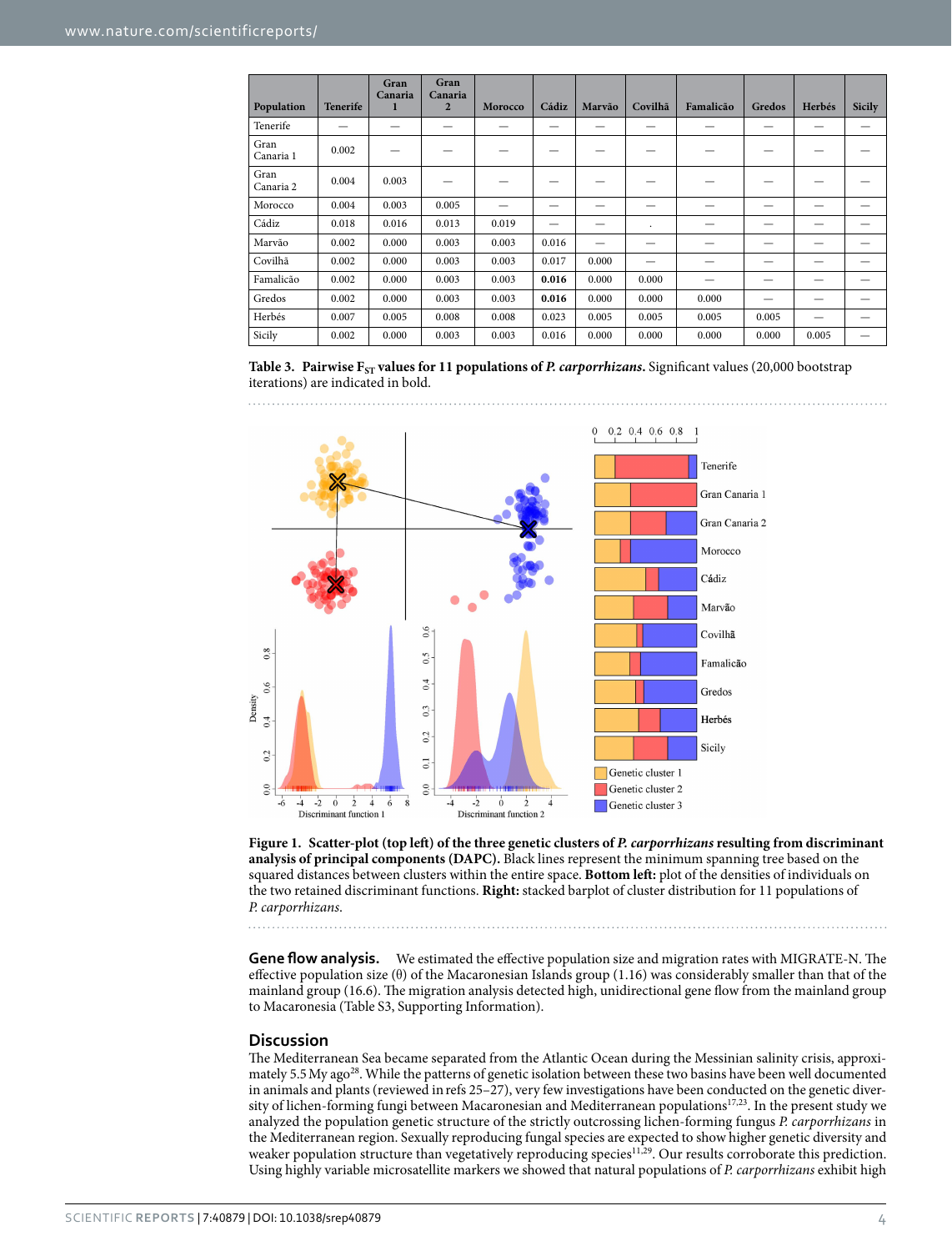| Population | Tenerife | Gran Canaria 1 | Gran Canaria 2 | Morocco | Cádiz | Marvão | Covilhã | Famalicão | Gredos | Herbés | Sicily |
|---|---|---|---|---|---|---|---|---|---|---|---|
| Tenerife | — | — | — | — | — | — | — | — | — | — | — |
| Gran Canaria 1 | 0.002 | — | — | — | — | — | — | — | — | — | — |
| Gran Canaria 2 | 0.004 | 0.003 | — | — | — | — | — | — | — | — | — |
| Morocco | 0.004 | 0.003 | 0.005 | — | — | — | — | — | — | — | — |
| Cádiz | 0.018 | 0.016 | 0.013 | 0.019 | — | — | . | — | — | — | — |
| Marvão | 0.002 | 0.000 | 0.003 | 0.003 | 0.016 | — | — | — | — | — | — |
| Covilhã | 0.002 | 0.000 | 0.003 | 0.003 | 0.017 | 0.000 | — | — | — | — | — |
| Famalicão | 0.002 | 0.000 | 0.003 | 0.003 | **0.016** | 0.000 | 0.000 | — | — | — | — |
| Gredos | 0.002 | 0.000 | 0.003 | 0.003 | **0.016** | 0.000 | 0.000 | 0.000 | — | — | — |
| Herbés | 0.007 | 0.005 | 0.008 | 0.008 | 0.023 | 0.005 | 0.005 | 0.005 | 0.005 | — | — |
| Sicily | 0.002 | 0.000 | 0.003 | 0.003 | 0.016 | 0.000 | 0.000 | 0.000 | 0.000 | 0.005 | — |

**Table 3. Pairwise $F_{ST}$ values for 11 populations of *P. carporrhizans*.** Significant values (20,000 bootstrap iterations) are indicated in bold.

**Figure 1. Scatter-plot (top left) of the three genetic clusters of *P. carporrhizans* resulting from discriminant analysis of principal components (DAPC).** Black lines represent the minimum spanning tree based on the squared distances between clusters within the entire space. **Bottom left:** plot of the densities of individuals on the two retained discriminant functions. **Right:** stacked barplot of cluster distribution for 11 populations of *P. carporrhizans*.

**Gene flow analysis.** We estimated the effective population size and migration rates with MIGRATE-N. The effective population size (θ) of the Macaronesian Islands group (1.16) was considerably smaller than that of the mainland group (16.6). The migration analysis detected high, unidirectional gene flow from the mainland group to Macaronesia (Table S3, Supporting Information).

## Discussion

The Mediterranean Sea became separated from the Atlantic Ocean during the Messinian salinity crisis, approximately 5.5 My ago[28]. While the patterns of genetic isolation between these two basins have been well documented in animals and plants (reviewed in refs 25–27), very few investigations have been conducted on the genetic diversity of lichen-forming fungi between Macaronesian and Mediterranean populations[17,23]. In the present study we analyzed the population genetic structure of the strictly outcrossing lichen-forming fungus *P. carporrhizans* in the Mediterranean region. Sexually reproducing fungal species are expected to show higher genetic diversity and weaker population structure than vegetatively reproducing species[11,29]. Our results corroborate this prediction. Using highly variable microsatellite markers we showed that natural populations of *P. carporrhizans* exhibit high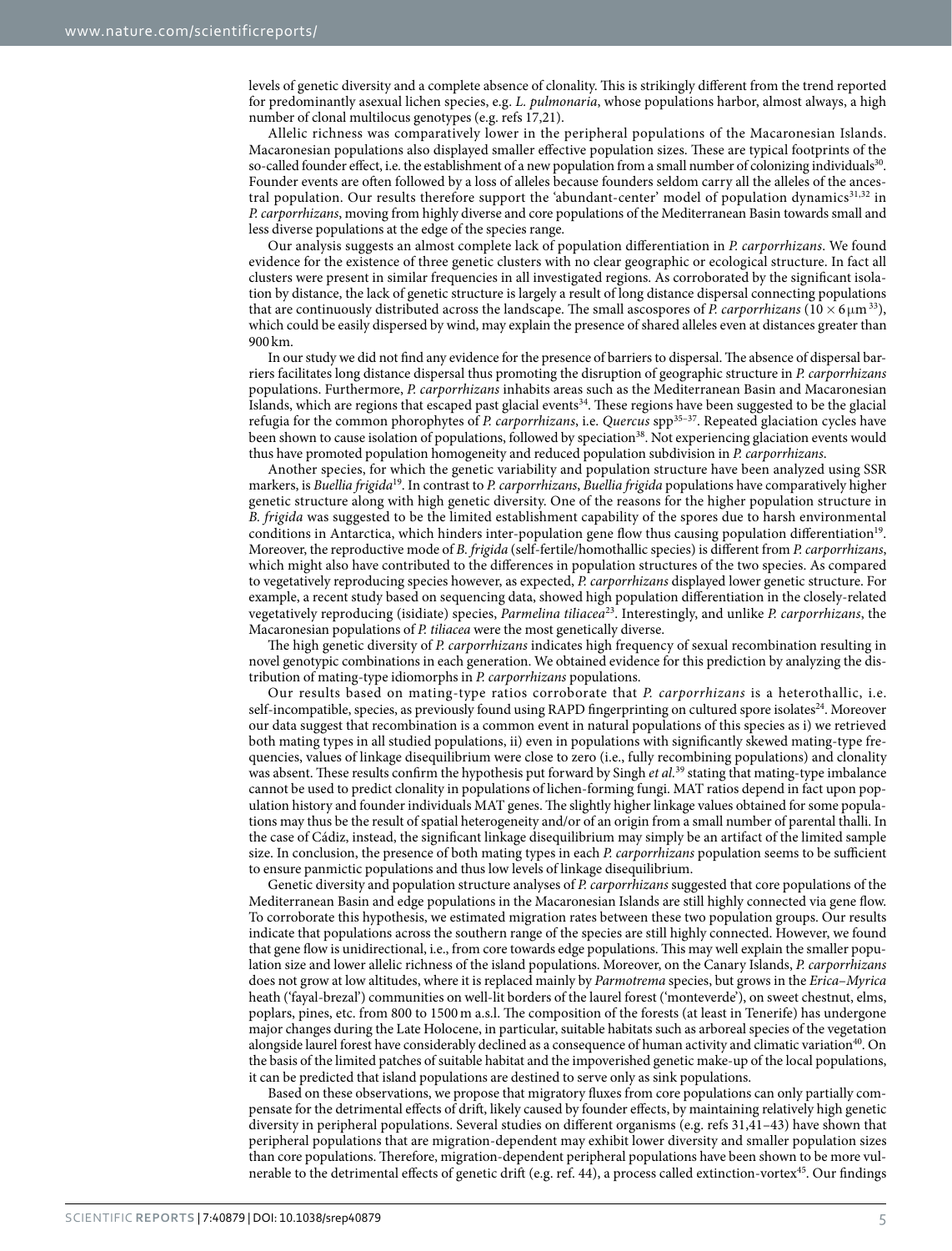levels of genetic diversity and a complete absence of clonality. This is strikingly different from the trend reported for predominantly asexual lichen species, e.g. *L. pulmonaria*, whose populations harbor, almost always, a high number of clonal multilocus genotypes (e.g. refs 17,21).

Allelic richness was comparatively lower in the peripheral populations of the Macaronesian Islands. Macaronesian populations also displayed smaller effective population sizes. These are typical footprints of the so-called founder effect, i.e. the establishment of a new population from a small number of colonizing individuals[30]. Founder events are often followed by a loss of alleles because founders seldom carry all the alleles of the ancestral population. Our results therefore support the 'abundant-center' model of population dynamics[31,32] in *P. carporrhizans*, moving from highly diverse and core populations of the Mediterranean Basin towards small and less diverse populations at the edge of the species range.

Our analysis suggests an almost complete lack of population differentiation in *P. carporrhizans*. We found evidence for the existence of three genetic clusters with no clear geographic or ecological structure. In fact all clusters were present in similar frequencies in all investigated regions. As corroborated by the significant isolation by distance, the lack of genetic structure is largely a result of long distance dispersal connecting populations that are continuously distributed across the landscape. The small ascospores of *P. carporrhizans* ($10 \times 6\,\mu m$ [33]), which could be easily dispersed by wind, may explain the presence of shared alleles even at distances greater than 900 km.

In our study we did not find any evidence for the presence of barriers to dispersal. The absence of dispersal barriers facilitates long distance dispersal thus promoting the disruption of geographic structure in *P. carporrhizans* populations. Furthermore, *P. carporrhizans* inhabits areas such as the Mediterranean Basin and Macaronesian Islands, which are regions that escaped past glacial events[34]. These regions have been suggested to be the glacial refugia for the common phorophytes of *P. carporrhizans*, i.e. *Quercus* spp[35–37]. Repeated glaciation cycles have been shown to cause isolation of populations, followed by speciation[38]. Not experiencing glaciation events would thus have promoted population homogeneity and reduced population subdivision in *P. carporrhizans*.

Another species, for which the genetic variability and population structure have been analyzed using SSR markers, is *Buellia frigida*[19]. In contrast to *P. carporrhizans*, *Buellia frigida* populations have comparatively higher genetic structure along with high genetic diversity. One of the reasons for the higher population structure in *B. frigida* was suggested to be the limited establishment capability of the spores due to harsh environmental conditions in Antarctica, which hinders inter-population gene flow thus causing population differentiation[19]. Moreover, the reproductive mode of *B. frigida* (self-fertile/homothallic species) is different from *P. carporrhizans*, which might also have contributed to the differences in population structures of the two species. As compared to vegetatively reproducing species however, as expected, *P. carporrhizans* displayed lower genetic structure. For example, a recent study based on sequencing data, showed high population differentiation in the closely-related vegetatively reproducing (isidiate) species, *Parmelina tiliacea*[23]. Interestingly, and unlike *P. carporrhizans*, the Macaronesian populations of *P. tiliacea* were the most genetically diverse.

The high genetic diversity of *P. carporrhizans* indicates high frequency of sexual recombination resulting in novel genotypic combinations in each generation. We obtained evidence for this prediction by analyzing the distribution of mating-type idiomorphs in *P. carporrhizans* populations.

Our results based on mating-type ratios corroborate that *P. carporrhizans* is a heterothallic, i.e. self-incompatible, species, as previously found using RAPD fingerprinting on cultured spore isolates[24]. Moreover our data suggest that recombination is a common event in natural populations of this species as i) we retrieved both mating types in all studied populations, ii) even in populations with significantly skewed mating-type frequencies, values of linkage disequilibrium were close to zero (i.e., fully recombining populations) and clonality was absent. These results confirm the hypothesis put forward by Singh *et al.*[39] stating that mating-type imbalance cannot be used to predict clonality in populations of lichen-forming fungi. MAT ratios depend in fact upon population history and founder individuals MAT genes. The slightly higher linkage values obtained for some populations may thus be the result of spatial heterogeneity and/or of an origin from a small number of parental thalli. In the case of Cádiz, instead, the significant linkage disequilibrium may simply be an artifact of the limited sample size. In conclusion, the presence of both mating types in each *P. carporrhizans* population seems to be sufficient to ensure panmictic populations and thus low levels of linkage disequilibrium.

Genetic diversity and population structure analyses of *P. carporrhizans* suggested that core populations of the Mediterranean Basin and edge populations in the Macaronesian Islands are still highly connected via gene flow. To corroborate this hypothesis, we estimated migration rates between these two population groups. Our results indicate that populations across the southern range of the species are still highly connected. However, we found that gene flow is unidirectional, i.e., from core towards edge populations. This may well explain the smaller population size and lower allelic richness of the island populations. Moreover, on the Canary Islands, *P. carporrhizans* does not grow at low altitudes, where it is replaced mainly by *Parmotrema* species, but grows in the *Erica–Myrica* heath ('fayal-brezal') communities on well-lit borders of the laurel forest ('monteverde'), on sweet chestnut, elms, poplars, pines, etc. from 800 to 1500 m a.s.l. The composition of the forests (at least in Tenerife) has undergone major changes during the Late Holocene, in particular, suitable habitats such as arboreal species of the vegetation alongside laurel forest have considerably declined as a consequence of human activity and climatic variation[40]. On the basis of the limited patches of suitable habitat and the impoverished genetic make-up of the local populations, it can be predicted that island populations are destined to serve only as sink populations.

Based on these observations, we propose that migratory fluxes from core populations can only partially compensate for the detrimental effects of drift, likely caused by founder effects, by maintaining relatively high genetic diversity in peripheral populations. Several studies on different organisms (e.g. refs 31,41–43) have shown that peripheral populations that are migration-dependent may exhibit lower diversity and smaller population sizes than core populations. Therefore, migration-dependent peripheral populations have been shown to be more vulnerable to the detrimental effects of genetic drift (e.g. ref. 44), a process called extinction-vortex[45]. Our findings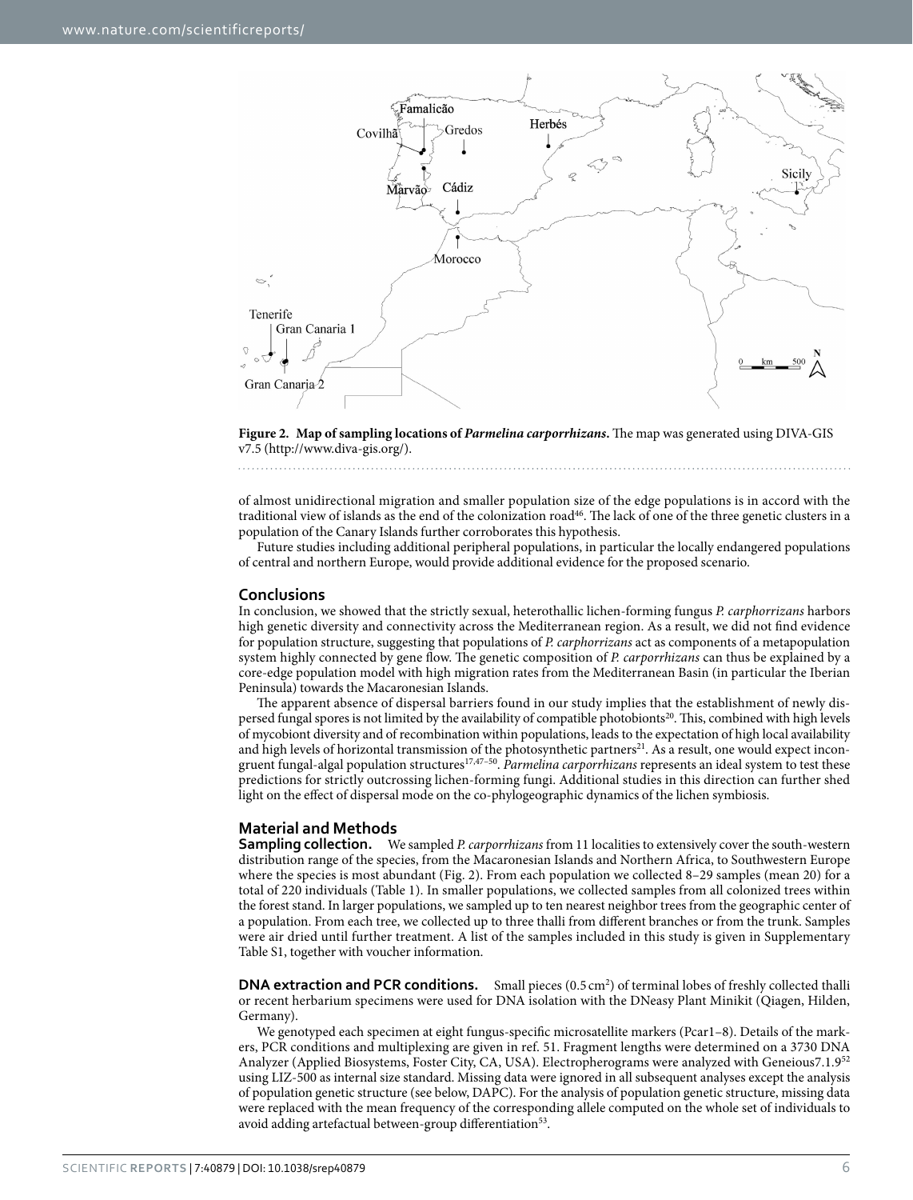**Figure 2. Map of sampling locations of *Parmelina carporrhizans*.** The map was generated using DIVA-GIS v7.5 (http://www.diva-gis.org/).

of almost unidirectional migration and smaller population size of the edge populations is in accord with the traditional view of islands as the end of the colonization road[46]. The lack of one of the three genetic clusters in a population of the Canary Islands further corroborates this hypothesis.

Future studies including additional peripheral populations, in particular the locally endangered populations of central and northern Europe, would provide additional evidence for the proposed scenario.

## Conclusions

In conclusion, we showed that the strictly sexual, heterothallic lichen-forming fungus *P. carphorrizans* harbors high genetic diversity and connectivity across the Mediterranean region. As a result, we did not find evidence for population structure, suggesting that populations of *P. carphorrizans* act as components of a metapopulation system highly connected by gene flow. The genetic composition of *P. carporrhizans* can thus be explained by a core-edge population model with high migration rates from the Mediterranean Basin (in particular the Iberian Peninsula) towards the Macaronesian Islands.

The apparent absence of dispersal barriers found in our study implies that the establishment of newly dispersed fungal spores is not limited by the availability of compatible photobionts[20]. This, combined with high levels of mycobiont diversity and of recombination within populations, leads to the expectation of high local availability and high levels of horizontal transmission of the photosynthetic partners[21]. As a result, one would expect incongruent fungal-algal population structures[17,47–50]. *Parmelina carporrhizans* represents an ideal system to test these predictions for strictly outcrossing lichen-forming fungi. Additional studies in this direction can further shed light on the effect of dispersal mode on the co-phylogeographic dynamics of the lichen symbiosis.

## Material and Methods

**Sampling collection.** We sampled *P. carporrhizans* from 11 localities to extensively cover the south-western distribution range of the species, from the Macaronesian Islands and Northern Africa, to Southwestern Europe where the species is most abundant (Fig. 2). From each population we collected 8–29 samples (mean 20) for a total of 220 individuals (Table 1). In smaller populations, we collected samples from all colonized trees within the forest stand. In larger populations, we sampled up to ten nearest neighbor trees from the geographic center of a population. From each tree, we collected up to three thalli from different branches or from the trunk. Samples were air dried until further treatment. A list of the samples included in this study is given in Supplementary Table S1, together with voucher information.

**DNA extraction and PCR conditions.** Small pieces (0.5 $cm^2$) of terminal lobes of freshly collected thalli or recent herbarium specimens were used for DNA isolation with the DNeasy Plant Minikit (Qiagen, Hilden, Germany).

We genotyped each specimen at eight fungus-specific microsatellite markers (Pcar1–8). Details of the markers, PCR conditions and multiplexing are given in ref. 51. Fragment lengths were determined on a 3730 DNA Analyzer (Applied Biosystems, Foster City, CA, USA). Electropherograms were analyzed with Geneious7.1.9[52] using LIZ-500 as internal size standard. Missing data were ignored in all subsequent analyses except the analysis of population genetic structure (see below, DAPC). For the analysis of population genetic structure, missing data were replaced with the mean frequency of the corresponding allele computed on the whole set of individuals to avoid adding artefactual between-group differentiation[53].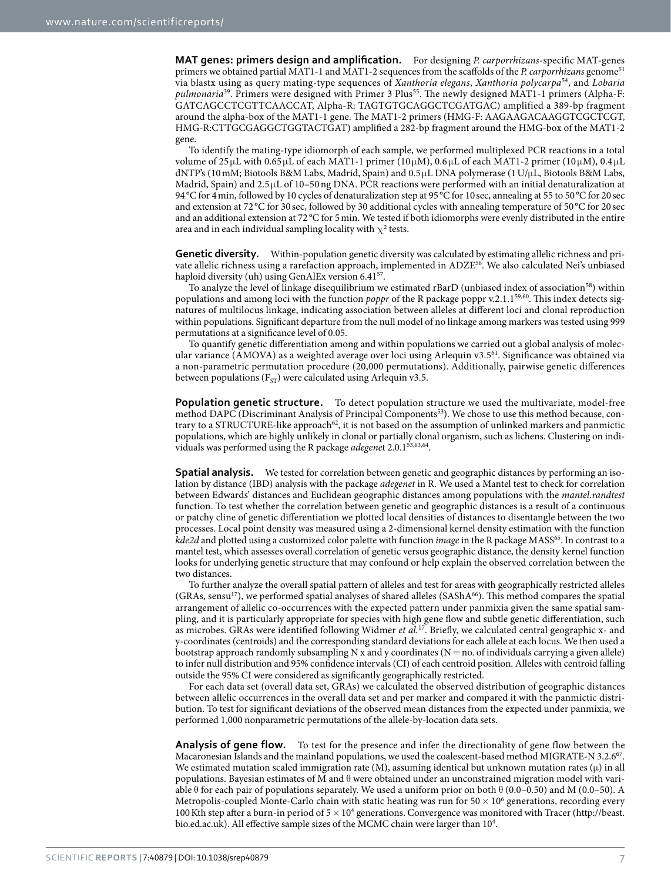**MAT genes: primers design and amplification.** For designing *P. carporrhizans*-specific MAT-genes primers we obtained partial MAT1-1 and MAT1-2 sequences from the scaffolds of the *P. carporrhizans* genome[51] via blastx using as query mating-type sequences of *Xanthoria elegans*, *Xanthoria polycarpa*[54], and *Lobaria pulmonaria*[39]. Primers were designed with Primer 3 Plus[55]. The newly designed MAT1-1 primers (Alpha-F: GATCAGCCTCGTTCAACCAT, Alpha-R: TAGTGTGCAGGCTCGATGAC) amplified a 389-bp fragment around the alpha-box of the MAT1-1 gene. The MAT1-2 primers (HMG-F: AAGAAGACAAGGTCGCTCGT, HMG-R:CTTGCGAGGCTGGTACTGAT) amplified a 282-bp fragment around the HMG-box of the MAT1-2 gene.

To identify the mating-type idiomorph of each sample, we performed multiplexed PCR reactions in a total volume of 25 µL with 0.65 µL of each MAT1-1 primer (10 µM), 0.6 µL of each MAT1-2 primer (10 µM), 0.4 µL dNTP's (10 mM; Biotools B&M Labs, Madrid, Spain) and 0.5 µL DNA polymerase (1 U/µL, Biotools B&M Labs, Madrid, Spain) and 2.5 µL of 10–50 ng DNA. PCR reactions were performed with an initial denaturalization at 94 °C for 4 min, followed by 10 cycles of denaturalization step at 95 °C for 10 sec, annealing at 55 to 50 °C for 20 sec and extension at 72 °C for 30 sec, followed by 30 additional cycles with annealing temperature of 50 °C for 20 sec and an additional extension at 72 °C for 5 min. We tested if both idiomorphs were evenly distributed in the entire area and in each individual sampling locality with $\chi^2$ tests.

**Genetic diversity.** Within-population genetic diversity was calculated by estimating allelic richness and private allelic richness using a rarefaction approach, implemented in ADZE[56]. We also calculated Nei's unbiased haploid diversity (uh) using GenAlEx version 6.41[57].

To analyze the level of linkage disequilibrium we estimated rBarD (unbiased index of association[58]) within populations and among loci with the function *poppr* of the R package poppr v.2.1.1[59,60]. This index detects signatures of multilocus linkage, indicating association between alleles at different loci and clonal reproduction within populations. Significant departure from the null model of no linkage among markers was tested using 999 permutations at a significance level of 0.05.

To quantify genetic differentiation among and within populations we carried out a global analysis of molecular variance (AMOVA) as a weighted average over loci using Arlequin v3.5[61]. Significance was obtained via a non-parametric permutation procedure (20,000 permutations). Additionally, pairwise genetic differences between populations ($F_{ST}$) were calculated using Arlequin v3.5.

**Population genetic structure.** To detect population structure we used the multivariate, model-free method DAPC (Discriminant Analysis of Principal Components[53]). We chose to use this method because, contrary to a STRUCTURE-like approach[62], it is not based on the assumption of unlinked markers and panmictic populations, which are highly unlikely in clonal or partially clonal organism, such as lichens. Clustering on individuals was performed using the R package *adegenet* 2.0.1[53,63,64].

**Spatial analysis.** We tested for correlation between genetic and geographic distances by performing an isolation by distance (IBD) analysis with the package *adegenet* in R. We used a Mantel test to check for correlation between Edwards' distances and Euclidean geographic distances among populations with the *mantel.randtest* function. To test whether the correlation between genetic and geographic distances is a result of a continuous or patchy cline of genetic differentiation we plotted local densities of distances to disentangle between the two processes. Local point density was measured using a 2-dimensional kernel density estimation with the function *kde2d* and plotted using a customized color palette with function *image* in the R package MASS[65]. In contrast to a mantel test, which assesses overall correlation of genetic versus geographic distance, the density kernel function looks for underlying genetic structure that may confound or help explain the observed correlation between the two distances.

To further analyze the overall spatial pattern of alleles and test for areas with geographically restricted alleles (GRAs, sensu[17]), we performed spatial analyses of shared alleles (SAShA[66]). This method compares the spatial arrangement of allelic co-occurrences with the expected pattern under panmixia given the same spatial sampling, and it is particularly appropriate for species with high gene flow and subtle genetic differentiation, such as microbes. GRAs were identified following Widmer *et al.*[17]. Briefly, we calculated central geographic x- and y-coordinates (centroids) and the corresponding standard deviations for each allele at each locus. We then used a bootstrap approach randomly subsampling N x and y coordinates (N = no. of individuals carrying a given allele) to infer null distribution and 95% confidence intervals (CI) of each centroid position. Alleles with centroid falling outside the 95% CI were considered as significantly geographically restricted.

For each data set (overall data set, GRAs) we calculated the observed distribution of geographic distances between allelic occurrences in the overall data set and per marker and compared it with the panmictic distribution. To test for significant deviations of the observed mean distances from the expected under panmixia, we performed 1,000 nonparametric permutations of the allele-by-location data sets.

**Analysis of gene flow.** To test for the presence and infer the directionality of gene flow between the Macaronesian Islands and the mainland populations, we used the coalescent-based method MIGRATE-N 3.2.6[67]. We estimated mutation scaled immigration rate (M), assuming identical but unknown mutation rates ($\mu$) in all populations. Bayesian estimates of M and $\theta$ were obtained under an unconstrained migration model with variable $\theta$ for each pair of populations separately. We used a uniform prior on both $\theta$ (0.0–0.50) and M (0.0–50). A Metropolis-coupled Monte-Carlo chain with static heating was run for $50 \times 10^6$ generations, recording every 100 Kth step after a burn-in period of $5 \times 10^4$ generations. Convergence was monitored with Tracer (http://beast.bio.ed.ac.uk). All effective sample sizes of the MCMC chain were larger than $10^4$.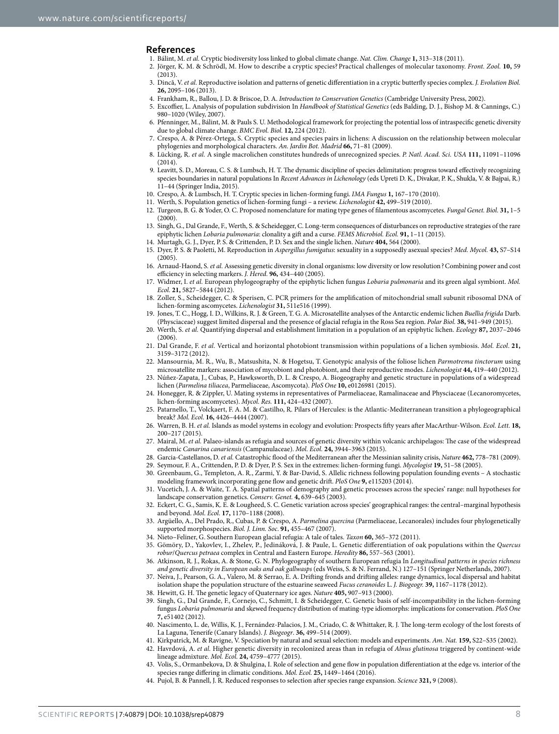## References

1. Bálint, M. *et al.* Cryptic biodiversity loss linked to global climate change. *Nat. Clim. Change* **1,** 313–318 (2011).
2. Jörger, K. M. & Schrödl, M. How to describe a cryptic species? Practical challenges of molecular taxonomy. *Front. Zool.* **10,** 59 (2013).
3. Dincă, V. *et al.* Reproductive isolation and patterns of genetic differentiation in a cryptic butterfly species complex. *J. Evolution Biol.* **26,** 2095–106 (2013).
4. Frankham, R., Ballou, J. D. & Briscoe, D. A. *Introduction to Conservation Genetics* (Cambridge University Press, 2002).
5. Excoffier, L. Analysis of population subdivision In *Handbook of Statistical Genetics* (eds Balding, D. J., Bishop M. & Cannings, C.) 980–1020 (Wiley, 2007).
6. Pfenninger, M., Bálint, M. & Pauls S. U. Methodological framework for projecting the potential loss of intraspecific genetic diversity due to global climate change. *BMC Evol. Biol.* **12,** 224 (2012).
7. Crespo, A. & Pérez-Ortega, S. Cryptic species and species pairs in lichens: A discussion on the relationship between molecular phylogenies and morphological characters. *An. Jardín Bot. Madrid* **66,** 71–81 (2009).
8. Lücking, R. *et al.* A single macrolichen constitutes hundreds of unrecognized species. *P. Natl. Acad. Sci. USA* **111,** 11091–11096 (2014).
9. Leavitt, S. D., Moreau, C. S. & Lumbsch, H. T. The dynamic discipline of species delimitation: progress toward effectively recognizing species boundaries in natural populations In *Recent Advances in Lichenology* (eds Upreti D. K., Divakar, P. K., Shukla, V. & Bajpai, R.) 11–44 (Springer India, 2015).
10. Crespo, A. & Lumbsch, H. T. Cryptic species in lichen-forming fungi. *IMA Fungus* **1,** 167–170 (2010).
11. Werth, S. Population genetics of lichen-forming fungi – a review. *Lichenologist* **42,** 499–519 (2010).
12. Turgeon, B. G. & Yoder, O. C. Proposed nomenclature for mating type genes of filamentous ascomycetes. *Fungal Genet. Biol.* **31,** 1–5 (2000).
13. Singh, G., Dal Grande, F., Werth, S. & Scheidegger, C. Long-term consequences of disturbances on reproductive strategies of the rare epiphytic lichen *Lobaria pulmonaria*: clonality a gift and a curse. *FEMS Microbiol. Ecol.* **91,** 1–11 (2015).
14. Murtagh, G. J., Dyer, P. S. & Crittenden, P. D. Sex and the single lichen. *Nature* **404,** 564 (2000).
15. Dyer, P. S. & Paoletti, M. Reproduction in *Aspergillus fumigatus*: sexuality in a supposedly asexual species? *Med. Mycol.* **43,** S7–S14 (2005).
16. Arnaud-Haond, S. *et al.* Assessing genetic diversity in clonal organisms: low diversity or low resolution? Combining power and cost efficiency in selecting markers. *J. Hered.* **96,** 434–440 (2005).
17. Widmer, I. *et al.* European phylogeography of the epiphytic lichen fungus *Lobaria pulmonaria* and its green algal symbiont. *Mol. Ecol.* **21,** 5827–5844 (2012).
18. Zoller, S., Scheidegger, C. & Sperisen, C. PCR primers for the amplification of mitochondrial small subunit ribosomal DNA of lichen-forming ascomycetes. *Lichenologist* **31,** 511e516 (1999).
19. Jones, T. C., Hogg, I. D., Wilkins, R. J. & Green, T. G. A. Microsatellite analyses of the Antarctic endemic lichen *Buellia frigida* Darb. (Physciaceae) suggest limited dispersal and the presence of glacial refugia in the Ross Sea region. *Polar Biol.* **38,** 941–949 (2015).
20. Werth, S. *et al.* Quantifying dispersal and establishment limitation in a population of an epiphytic lichen. *Ecology* **87,** 2037–2046 (2006).
21. Dal Grande, F. *et al.* Vertical and horizontal photobiont transmission within populations of a lichen symbiosis. *Mol. Ecol.* **21,** 3159–3172 (2012).
22. Mansournia, M. R., Wu, B., Matsushita, N. & Hogetsu, T. Genotypic analysis of the foliose lichen *Parmotrema tinctorum* using microsatellite markers: association of mycobiont and photobiont, and their reproductive modes. *Lichenologist* **44,** 419–440 (2012).
23. Núñez-Zapata, J., Cubas, P., Hawksworth, D. L. & Crespo, A. Biogeography and genetic structure in populations of a widespread lichen (*Parmelina tiliacea*, Parmeliaceae, Ascomycota). *PloS One* **10,** e0126981 (2015).
24. Honegger, R. & Zippler, U. Mating systems in representatives of Parmeliaceae, Ramalinaceae and Physciaceae (Lecanoromycetes, lichen-forming ascomycetes). *Mycol. Res.* **111,** 424–432 (2007).
25. Patarnello, T., Volckaert, F. A. M. & Castilho, R. Pilars of Hercules: is the Atlantic-Mediterranean transition a phylogeographical break? *Mol. Ecol.* **16,** 4426–4444 (2007).
26. Warren, B. H. *et al.* Islands as model systems in ecology and evolution: Prospects fifty years after MacArthur-Wilson. *Ecol. Lett.* **18,** 200–217 (2015).
27. Mairal, M. *et al.* Palaeo-islands as refugia and sources of genetic diversity within volcanic archipelagos: The case of the widespread endemic *Canarina canariensis* (Campanulaceae). *Mol. Ecol.* **24,** 3944–3963 (2015).
28. Garcia-Castellanos, D. *et al.* Catastrophic flood of the Mediterranean after the Messinian salinity crisis, *Nature* **462,** 778–781 (2009).
29. Seymour, F. A., Crittenden, P. D. & Dyer, P. S. Sex in the extremes: lichen-forming fungi. *Mycologist* **19,** 51–58 (2005).
30. Greenbaum, G., Templeton, A. R., Zarmi, Y. & Bar-David, S. Allelic richness following population founding events – A stochastic modeling framework incorporating gene flow and genetic drift. *PloS One* **9,** e115203 (2014).
31. Vucetich, J. A. & Waite, T. A. Spatial patterns of demography and genetic processes across the species' range: null hypotheses for landscape conservation genetics. *Conserv. Genet.* **4,** 639–645 (2003).
32. Eckert, C. G., Samis, K. E. & Lougheed, S. C. Genetic variation across species' geographical ranges: the central–marginal hypothesis and beyond. *Mol. Ecol.* **17,** 1170–1188 (2008).
33. Argüello, A., Del Prado, R., Cubas, P. & Crespo, A. *Parmelina quercina* (Parmeliaceae, Lecanorales) includes four phylogenetically supported morphospecies. *Biol. J. Linn. Soc.* **91,** 455–467 (2007).
34. Nieto–Feliner, G. Southern European glacial refugia: A tale of tales. *Taxon* **60,** 365–372 (2011).
35. Gömöry, D., Yakovlev, I., Zhelev, P., Jedináková, J. & Paule, L. Genetic differentiation of oak populations within the *Quercus robur/Quercus petraea* complex in Central and Eastern Europe. *Heredity* **86,** 557–563 (2001).
36. Atkinson, R. J., Rokas, A. & Stone, G. N. Phylogeography of southern European refugia In *Longitudinal patterns in species richness and genetic diversity in European oaks and oak gallwasps* (eds Weiss, S. & N. Ferrand, N.) 127–151 (Springer Netherlands, 2007).
37. Neiva, J., Pearson, G. A., Valero, M. & Serrao, E. A. Drifting fronds and drifting alleles: range dynamics, local dispersal and habitat isolation shape the population structure of the estuarine seaweed *Fucus ceranoides* L. *J. Biogeogr.* **39,** 1167–1178 (2012).
38. Hewitt, G. H. The genetic legacy of Quaternary ice ages. *Nature* **405,** 907–913 (2000).
39. Singh, G., Dal Grande, F., Cornejo, C., Schmitt, I. & Scheidegger, C. Genetic basis of self-incompatibility in the lichen-forming fungus *Lobaria pulmonaria* and skewed frequency distribution of mating-type idiomorphs: implications for conservation. *PloS One* **7,** e51402 (2012).
40. Nascimento, L. de, Willis, K. J., Fernández-Palacios, J. M., Criado, C. & Whittaker, R. J. The long-term ecology of the lost forests of La Laguna, Tenerife (Canary Islands). *J. Biogeogr.* **36,** 499–514 (2009).
41. Kirkpatrick, M. & Ravigne, V. Speciation by natural and sexual selection: models and experiments. *Am. Nat.* **159,** S22–S35 (2002).
42. Havrdová, A. *et al.* Higher genetic diversity in recolonized areas than in refugia of *Alnus glutinosa* triggered by continent-wide lineage admixture. *Mol. Ecol.* **24,** 4759–4777 (2015).
43. Volis, S., Ormanbekova, D. & Shulgina, I. Role of selection and gene flow in population differentiation at the edge vs. interior of the species range differing in climatic conditions. *Mol. Ecol.* **25,** 1449–1464 (2016).
44. Pujol, B. & Pannell, J. R. Reduced responses to selection after species range expansion. *Science* **321,** 9 (2008).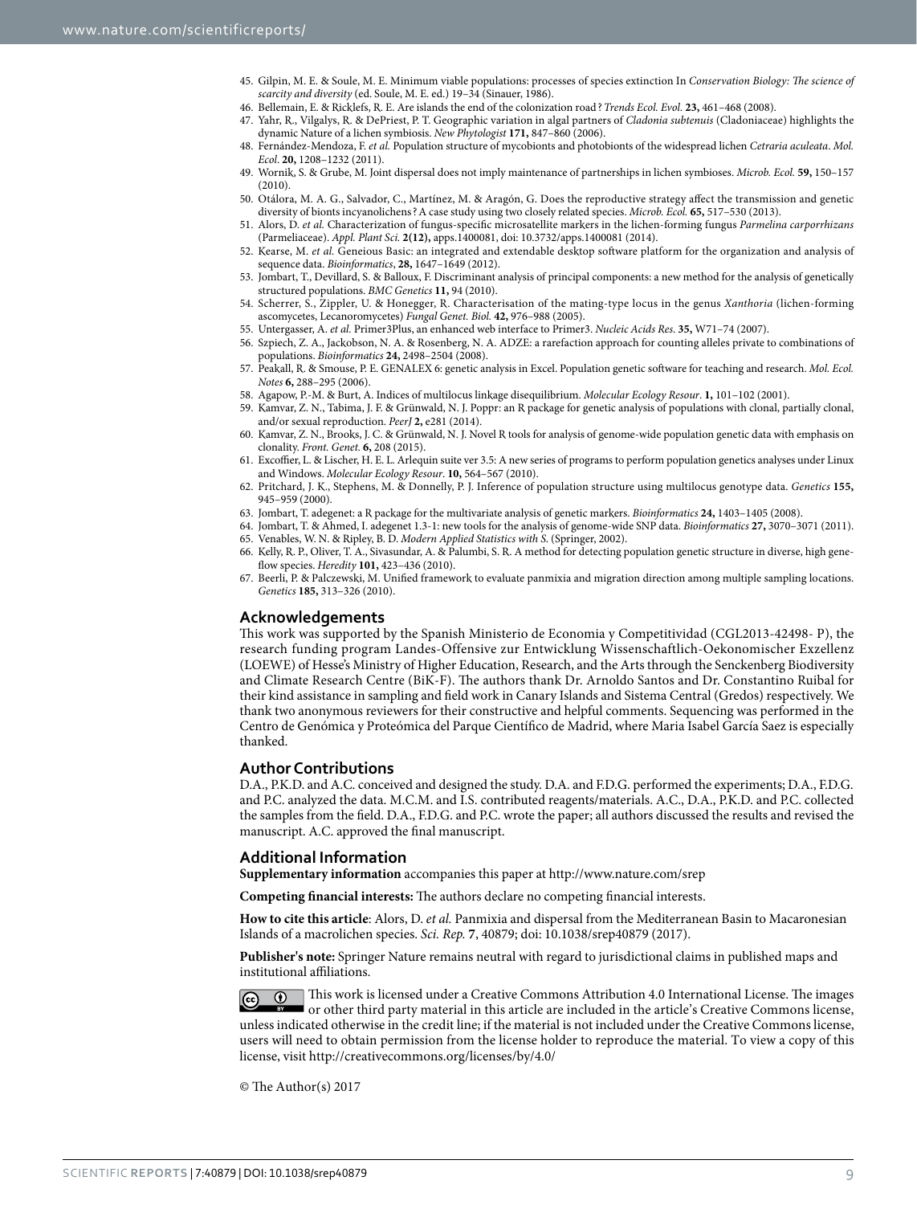45. Gilpin, M. E. & Soule, M. E. Minimum viable populations: processes of species extinction In *Conservation Biology: The science of scarcity and diversity* (ed. Soule, M. E. ed.) 19–34 (Sinauer, 1986).
46. Bellemain, E. & Ricklefs, R. E. Are islands the end of the colonization road? *Trends Ecol. Evol.* **23,** 461–468 (2008).
47. Yahr, R., Vilgalys, R. & DePriest, P. T. Geographic variation in algal partners of *Cladonia subtenuis* (Cladoniaceae) highlights the dynamic Nature of a lichen symbiosis. *New Phytologist* **171,** 847–860 (2006).
48. Fernández-Mendoza, F. *et al.* Population structure of mycobionts and photobionts of the widespread lichen *Cetraria aculeata*. *Mol. Ecol*. **20,** 1208–1232 (2011).
49. Wornik, S. & Grube, M. Joint dispersal does not imply maintenance of partnerships in lichen symbioses. *Microb. Ecol.* **59,** 150–157 (2010).
50. Otálora, M. A. G., Salvador, C., Martínez, M. & Aragón, G. Does the reproductive strategy affect the transmission and genetic diversity of bionts incyanolichens? A case study using two closely related species. *Microb. Ecol.* **65,** 517–530 (2013).
51. Alors, D. *et al.* Characterization of fungus-specific microsatellite markers in the lichen-forming fungus *Parmelina carporrhizans* (Parmeliaceae). *Appl. Plant Sci.* **2(12),** apps.1400081, doi: 10.3732/apps.1400081 (2014).
52. Kearse, M. *et al.* Geneious Basic: an integrated and extendable desktop software platform for the organization and analysis of sequence data. *Bioinformatics*, **28,** 1647–1649 (2012).
53. Jombart, T., Devillard, S. & Balloux, F. Discriminant analysis of principal components: a new method for the analysis of genetically structured populations. *BMC Genetics* **11,** 94 (2010).
54. Scherrer, S., Zippler, U. & Honegger, R. Characterisation of the mating-type locus in the genus *Xanthoria* (lichen-forming ascomycetes, Lecanoromycetes) *Fungal Genet. Biol.* **42,** 976–988 (2005).
55. Untergasser, A. *et al.* Primer3Plus, an enhanced web interface to Primer3. *Nucleic Acids Res*. **35,** W71–74 (2007).
56. Szpiech, Z. A., Jackobson, N. A. & Rosenberg, N. A. ADZE: a rarefaction approach for counting alleles private to combinations of populations. *Bioinformatics* **24,** 2498–2504 (2008).
57. Peakall, R. & Smouse, P. E. GENALEX 6: genetic analysis in Excel. Population genetic software for teaching and research. *Mol. Ecol. Notes* **6,** 288–295 (2006).
58. Agapow, P.-M. & Burt, A. Indices of multilocus linkage disequilibrium. *Molecular Ecology Resour*. **1,** 101–102 (2001).
59. Kamvar, Z. N., Tabima, J. F. & Grünwald, N. J. Poppr: an R package for genetic analysis of populations with clonal, partially clonal, and/or sexual reproduction. *PeerJ* **2,** e281 (2014).
60. Kamvar, Z. N., Brooks, J. C. & Grünwald, N. J. Novel R tools for analysis of genome-wide population genetic data with emphasis on clonality. *Front. Genet.* **6,** 208 (2015).
61. Excoffier, L. & Lischer, H. E. L. Arlequin suite ver 3.5: A new series of programs to perform population genetics analyses under Linux and Windows. *Molecular Ecology Resour*. **10,** 564–567 (2010).
62. Pritchard, J. K., Stephens, M. & Donnelly, P. J. Inference of population structure using multilocus genotype data. *Genetics* **155,** 945–959 (2000).
63. Jombart, T. adegenet: a R package for the multivariate analysis of genetic markers. *Bioinformatics* **24,** 1403–1405 (2008).
64. Jombart, T. & Ahmed, I. adegenet 1.3-1: new tools for the analysis of genome-wide SNP data. *Bioinformatics* **27,** 3070–3071 (2011).
65. Venables, W. N. & Ripley, B. D. *Modern Applied Statistics with S.* (Springer, 2002).
66. Kelly, R. P., Oliver, T. A., Sivasundar, A. & Palumbi, S. R. A method for detecting population genetic structure in diverse, high gene-flow species. *Heredity* **101,** 423–436 (2010).
67. Beerli, P. & Palczewski, M. Unified framework to evaluate panmixia and migration direction among multiple sampling locations. *Genetics* **185,** 313–326 (2010).

## Acknowledgements

This work was supported by the Spanish Ministerio de Economia y Competitividad (CGL2013-42498- P), the research funding program Landes-Offensive zur Entwicklung Wissenschaftlich-Oekonomischer Exzellenz (LOEWE) of Hesse's Ministry of Higher Education, Research, and the Arts through the Senckenberg Biodiversity and Climate Research Centre (BiK-F). The authors thank Dr. Arnoldo Santos and Dr. Constantino Ruibal for their kind assistance in sampling and field work in Canary Islands and Sistema Central (Gredos) respectively. We thank two anonymous reviewers for their constructive and helpful comments. Sequencing was performed in the Centro de Genómica y Proteómica del Parque Científico de Madrid, where Maria Isabel García Saez is especially thanked.

## Author Contributions

D.A., P.K.D. and A.C. conceived and designed the study. D.A. and F.D.G. performed the experiments; D.A., F.D.G. and P.C. analyzed the data. M.C.M. and I.S. contributed reagents/materials. A.C., D.A., P.K.D. and P.C. collected the samples from the field. D.A., F.D.G. and P.C. wrote the paper; all authors discussed the results and revised the manuscript. A.C. approved the final manuscript.

## Additional Information

**Supplementary information** accompanies this paper at http://www.nature.com/srep

**Competing financial interests:** The authors declare no competing financial interests.

**How to cite this article**: Alors, D. *et al.* Panmixia and dispersal from the Mediterranean Basin to Macaronesian Islands of a macrolichen species. *Sci. Rep.* **7**, 40879; doi: 10.1038/srep40879 (2017).

**Publisher's note:** Springer Nature remains neutral with regard to jurisdictional claims in published maps and institutional affiliations.

This work is licensed under a Creative Commons Attribution 4.0 International License. The images or other third party material in this article are included in the article's Creative Commons license, unless indicated otherwise in the credit line; if the material is not included under the Creative Commons license, users will need to obtain permission from the license holder to reproduce the material. To view a copy of this license, visit http://creativecommons.org/licenses/by/4.0/

© The Author(s) 2017